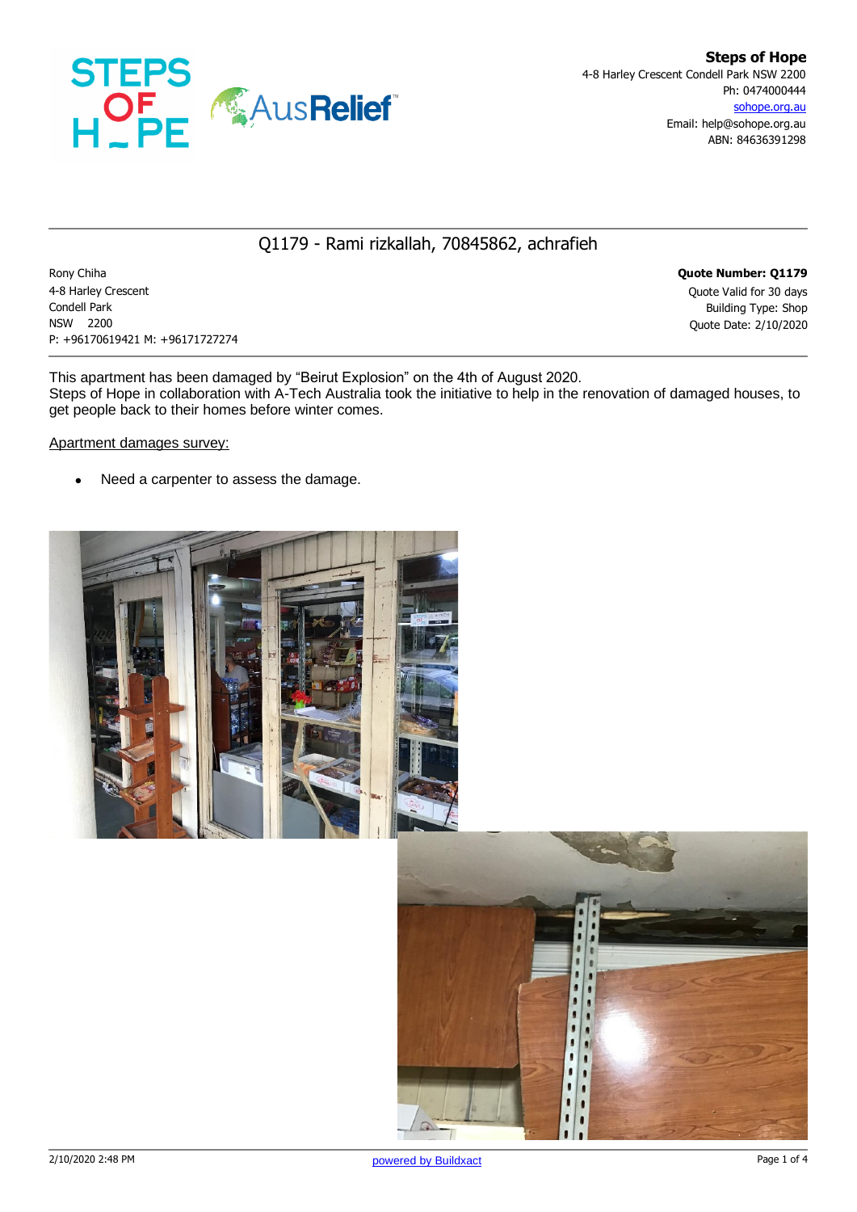**Steps of Hope**
4-8 Harley Crescent Condell Park NSW 2200
Ph: 0474000444
sohope.org.au
Email: help@sohope.org.au
ABN: 84636391298

## Q1179 - Rami rizkallah, 70845862, achrafieh

Rony Chiha
4-8 Harley Crescent
Condell Park
NSW 2200
P: +96170619421 M: +96171727274

**Quote Number: Q1179**
Quote Valid for 30 days
Building Type: Shop
Quote Date: 2/10/2020

This apartment has been damaged by "Beirut Explosion" on the 4th of August 2020.
Steps of Hope in collaboration with A-Tech Australia took the initiative to help in the renovation of damaged houses, to get people back to their homes before winter comes.

Apartment damages survey:

- Need a carpenter to assess the damage.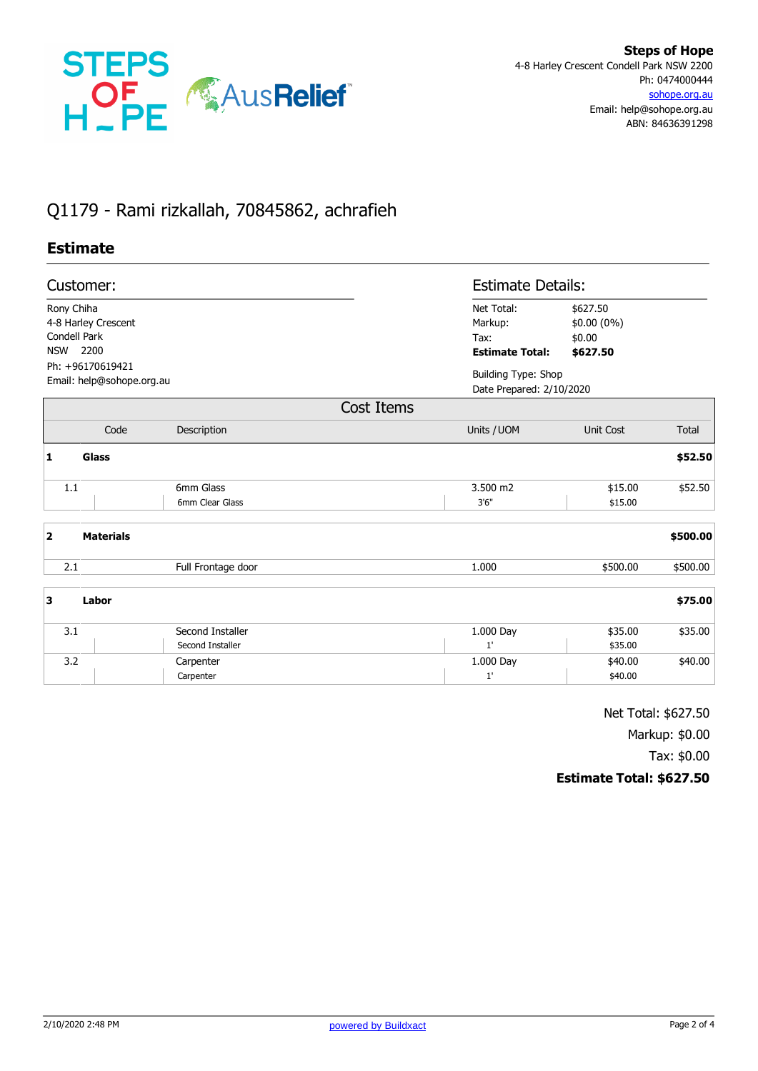**Steps of Hope**
4-8 Harley Crescent Condell Park NSW 2200
Ph: 0474000444
sohope.org.au
Email: help@sohope.org.au
ABN: 84636391298

# Q1179 - Rami rizkallah, 70845862, achrafieh

## Estimate

### Customer:

Rony Chiha
4-8 Harley Crescent
Condell Park
NSW 2200
Ph: +96170619421
Email: help@sohope.org.au

### Estimate Details:

| | |
|---|---|
| Net Total: | $627.50 |
| Markup: | $0.00 (0%) |
| Tax: | $0.00 |
| **Estimate Total:** | **$627.50** |

Building Type: Shop
Date Prepared: 2/10/2020

### Cost Items

| | Code | Description | Units / UOM | Unit Cost | Total |
|---|---|---|---|---|---|
| **1** | **Glass** | | | | **$52.50** |
| 1.1 | | 6mm Glass<br>6mm Clear Glass | 3.500 m2<br>3'6" | $15.00<br>$15.00 | $52.50 |
| **2** | **Materials** | | | | **$500.00** |
| 2.1 | | Full Frontage door | 1.000 | $500.00 | $500.00 |
| **3** | **Labor** | | | | **$75.00** |
| 3.1 | | Second Installer<br>Second Installer | 1.000 Day<br>1' | $35.00<br>$35.00 | $35.00 |
| 3.2 | | Carpenter<br>Carpenter | 1.000 Day<br>1' | $40.00<br>$40.00 | $40.00 |

Net Total: $627.50
Markup: $0.00
Tax: $0.00
**Estimate Total: $627.50**

2/10/2020 2:48 PM

powered by Buildxact